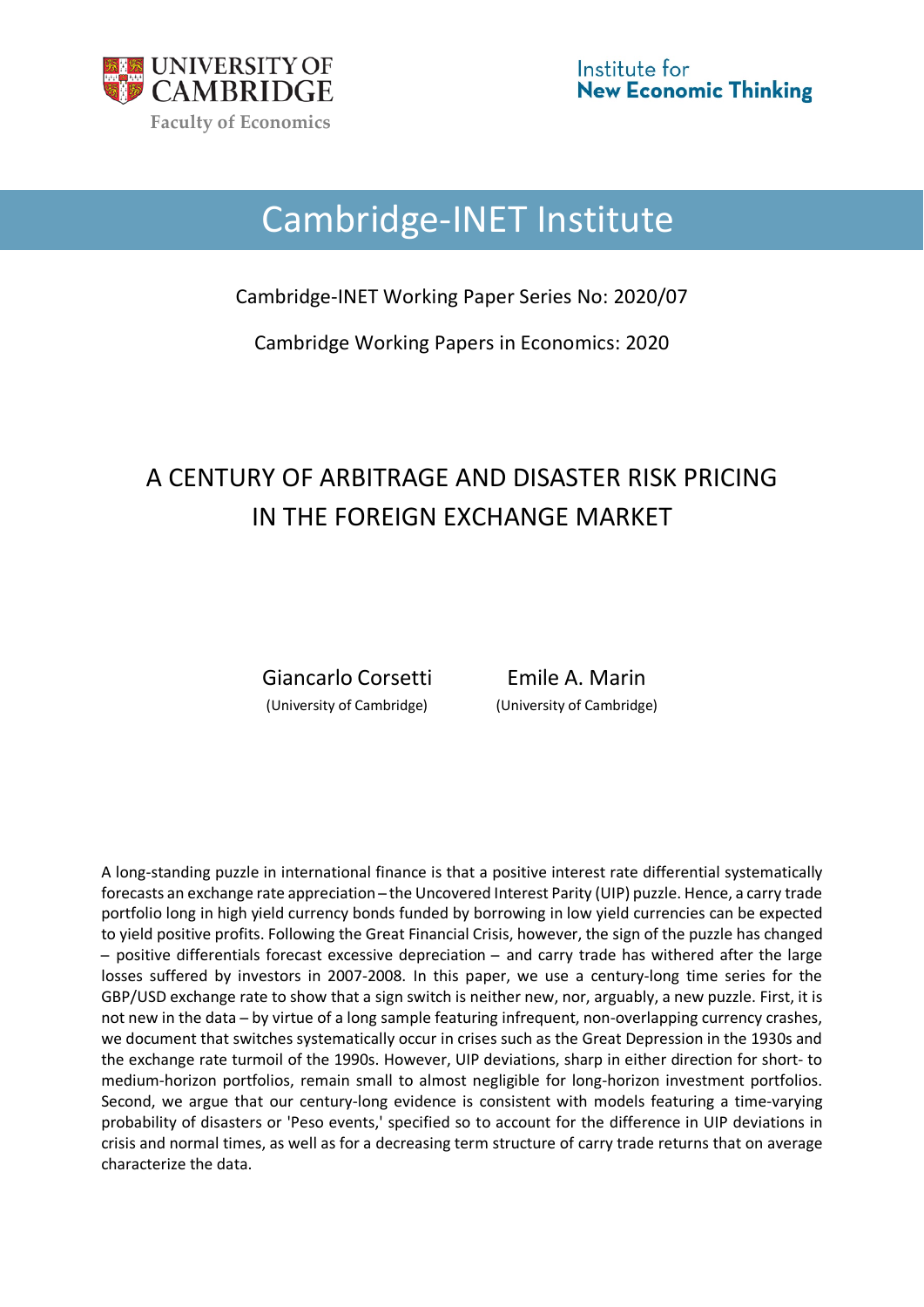UNIVERSITY OF CAMBRIDGE

Faculty of Economics

Institute for **New Economic Thinking**

# Cambridge-INET Institute

Cambridge-INET Working Paper Series No: 2020/07

Cambridge Working Papers in Economics: 2020

## A CENTURY OF ARBITRAGE AND DISASTER RISK PRICING IN THE FOREIGN EXCHANGE MARKET

Giancarlo Corsetti (University of Cambridge)

Emile A. Marin (University of Cambridge)

A long-standing puzzle in international finance is that a positive interest rate differential systematically forecasts an exchange rate appreciation – the Uncovered Interest Parity (UIP) puzzle. Hence, a carry trade portfolio long in high yield currency bonds funded by borrowing in low yield currencies can be expected to yield positive profits. Following the Great Financial Crisis, however, the sign of the puzzle has changed – positive differentials forecast excessive depreciation – and carry trade has withered after the large losses suffered by investors in 2007-2008. In this paper, we use a century-long time series for the GBP/USD exchange rate to show that a sign switch is neither new, nor, arguably, a new puzzle. First, it is not new in the data – by virtue of a long sample featuring infrequent, non-overlapping currency crashes, we document that switches systematically occur in crises such as the Great Depression in the 1930s and the exchange rate turmoil of the 1990s. However, UIP deviations, sharp in either direction for short- to medium-horizon portfolios, remain small to almost negligible for long-horizon investment portfolios. Second, we argue that our century-long evidence is consistent with models featuring a time-varying probability of disasters or 'Peso events,' specified so to account for the difference in UIP deviations in crisis and normal times, as well as for a decreasing term structure of carry trade returns that on average characterize the data.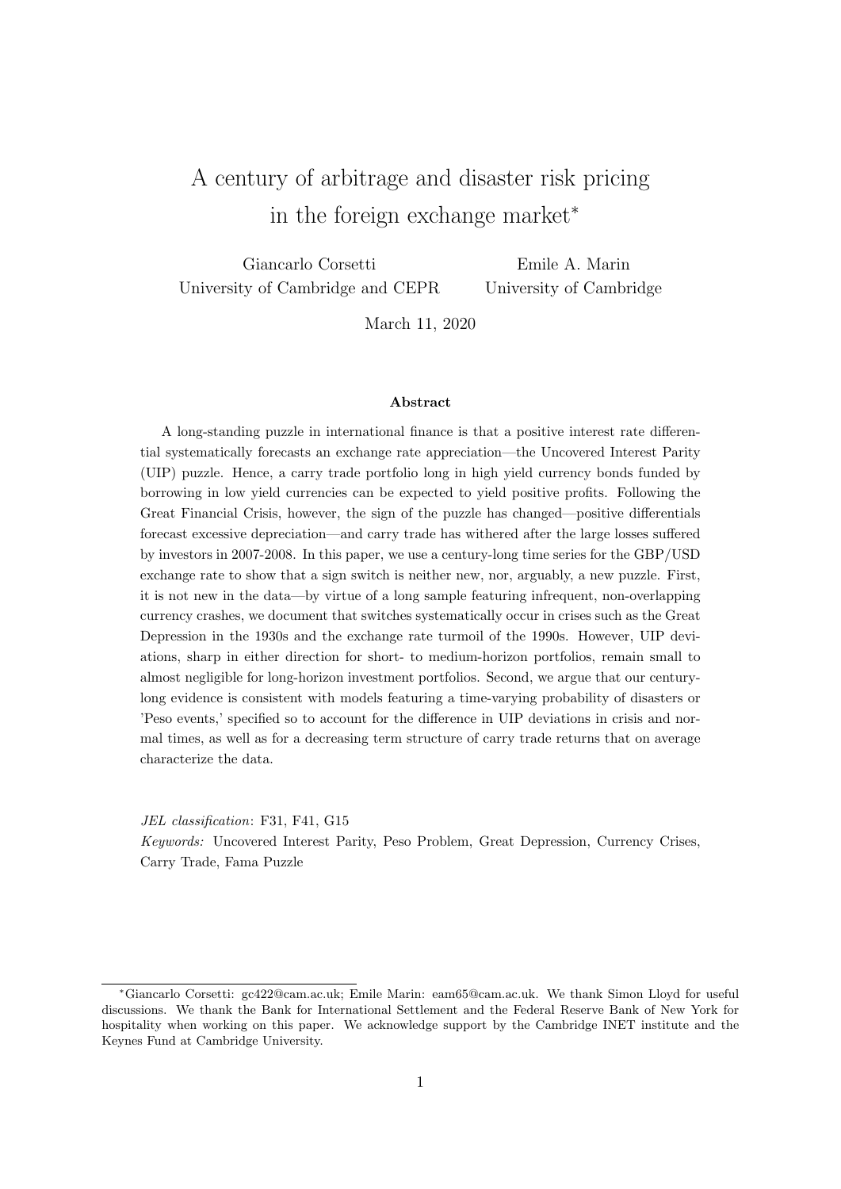# A century of arbitrage and disaster risk pricing in the foreign exchange market*

Giancarlo Corsetti
University of Cambridge and CEPR

Emile A. Marin
University of Cambridge

March 11, 2020

**Abstract**

A long-standing puzzle in international finance is that a positive interest rate differential systematically forecasts an exchange rate appreciation—the Uncovered Interest Parity (UIP) puzzle. Hence, a carry trade portfolio long in high yield currency bonds funded by borrowing in low yield currencies can be expected to yield positive profits. Following the Great Financial Crisis, however, the sign of the puzzle has changed—positive differentials forecast excessive depreciation—and carry trade has withered after the large losses suffered by investors in 2007-2008. In this paper, we use a century-long time series for the GBP/USD exchange rate to show that a sign switch is neither new, nor, arguably, a new puzzle. First, it is not new in the data—by virtue of a long sample featuring infrequent, non-overlapping currency crashes, we document that switches systematically occur in crises such as the Great Depression in the 1930s and the exchange rate turmoil of the 1990s. However, UIP deviations, sharp in either direction for short- to medium-horizon portfolios, remain small to almost negligible for long-horizon investment portfolios. Second, we argue that our century-long evidence is consistent with models featuring a time-varying probability of disasters or 'Peso events,' specified so to account for the difference in UIP deviations in crisis and normal times, as well as for a decreasing term structure of carry trade returns that on average characterize the data.

*JEL classification*: F31, F41, G15

*Keywords:* Uncovered Interest Parity, Peso Problem, Great Depression, Currency Crises, Carry Trade, Fama Puzzle

*Giancarlo Corsetti: gc422@cam.ac.uk; Emile Marin: eam65@cam.ac.uk. We thank Simon Lloyd for useful discussions. We thank the Bank for International Settlement and the Federal Reserve Bank of New York for hospitality when working on this paper. We acknowledge support by the Cambridge INET institute and the Keynes Fund at Cambridge University.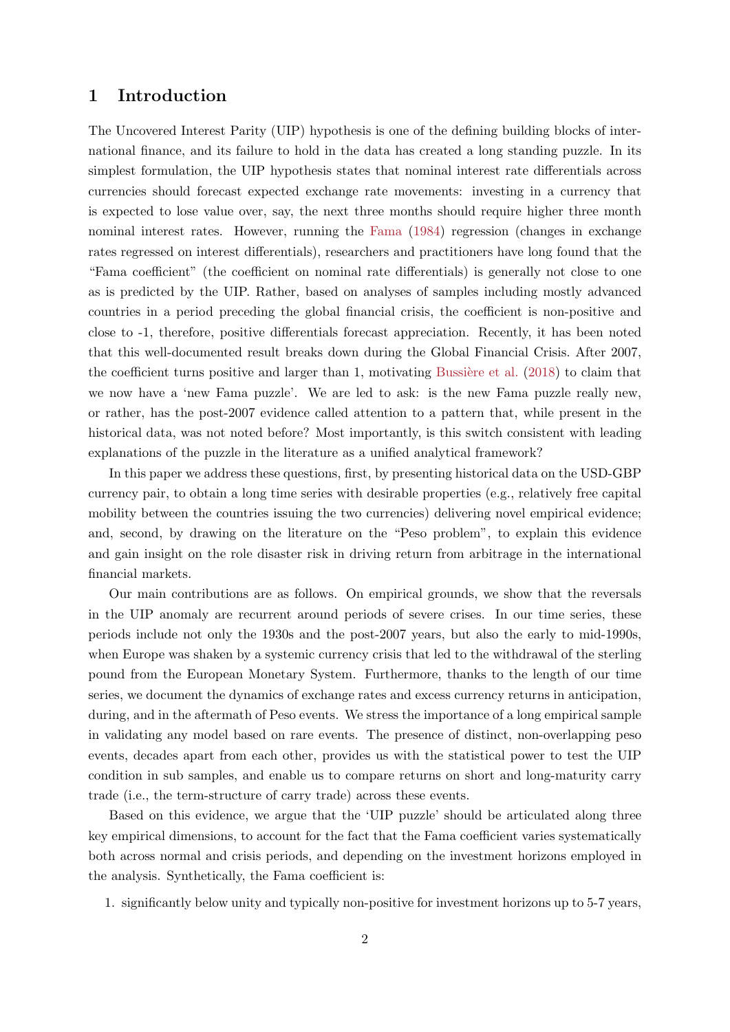## 1 Introduction

The Uncovered Interest Parity (UIP) hypothesis is one of the defining building blocks of international finance, and its failure to hold in the data has created a long standing puzzle. In its simplest formulation, the UIP hypothesis states that nominal interest rate differentials across currencies should forecast expected exchange rate movements: investing in a currency that is expected to lose value over, say, the next three months should require higher three month nominal interest rates. However, running the Fama (1984) regression (changes in exchange rates regressed on interest differentials), researchers and practitioners have long found that the "Fama coefficient" (the coefficient on nominal rate differentials) is generally not close to one as is predicted by the UIP. Rather, based on analyses of samples including mostly advanced countries in a period preceding the global financial crisis, the coefficient is non-positive and close to -1, therefore, positive differentials forecast appreciation. Recently, it has been noted that this well-documented result breaks down during the Global Financial Crisis. After 2007, the coefficient turns positive and larger than 1, motivating Bussière et al. (2018) to claim that we now have a 'new Fama puzzle'. We are led to ask: is the new Fama puzzle really new, or rather, has the post-2007 evidence called attention to a pattern that, while present in the historical data, was not noted before? Most importantly, is this switch consistent with leading explanations of the puzzle in the literature as a unified analytical framework?

In this paper we address these questions, first, by presenting historical data on the USD-GBP currency pair, to obtain a long time series with desirable properties (e.g., relatively free capital mobility between the countries issuing the two currencies) delivering novel empirical evidence; and, second, by drawing on the literature on the "Peso problem", to explain this evidence and gain insight on the role disaster risk in driving return from arbitrage in the international financial markets.

Our main contributions are as follows. On empirical grounds, we show that the reversals in the UIP anomaly are recurrent around periods of severe crises. In our time series, these periods include not only the 1930s and the post-2007 years, but also the early to mid-1990s, when Europe was shaken by a systemic currency crisis that led to the withdrawal of the sterling pound from the European Monetary System. Furthermore, thanks to the length of our time series, we document the dynamics of exchange rates and excess currency returns in anticipation, during, and in the aftermath of Peso events. We stress the importance of a long empirical sample in validating any model based on rare events. The presence of distinct, non-overlapping peso events, decades apart from each other, provides us with the statistical power to test the UIP condition in sub samples, and enable us to compare returns on short and long-maturity carry trade (i.e., the term-structure of carry trade) across these events.

Based on this evidence, we argue that the 'UIP puzzle' should be articulated along three key empirical dimensions, to account for the fact that the Fama coefficient varies systematically both across normal and crisis periods, and depending on the investment horizons employed in the analysis. Synthetically, the Fama coefficient is:

1. significantly below unity and typically non-positive for investment horizons up to 5-7 years,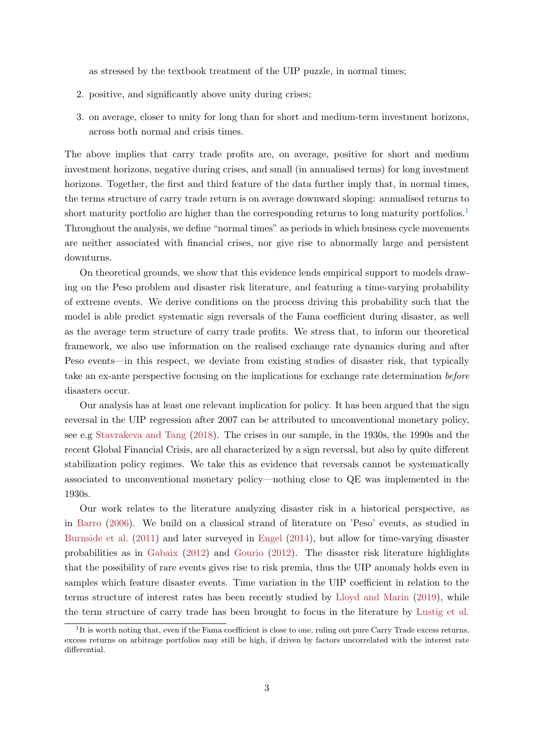as stressed by the textbook treatment of the UIP puzzle, in normal times;

2. positive, and significantly above unity during crises;
3. on average, closer to unity for long than for short and medium-term investment horizons, across both normal and crisis times.

The above implies that carry trade profits are, on average, positive for short and medium investment horizons, negative during crises, and small (in annualised terms) for long investment horizons. Together, the first and third feature of the data further imply that, in normal times, the terms structure of carry trade return is on average downward sloping: annualised returns to short maturity portfolio are higher than the corresponding returns to long maturity portfolios.[1] Throughout the analysis, we define "normal times" as periods in which business cycle movements are neither associated with financial crises, nor give rise to abnormally large and persistent downturns.

On theoretical grounds, we show that this evidence lends empirical support to models drawing on the Peso problem and disaster risk literature, and featuring a time-varying probability of extreme events. We derive conditions on the process driving this probability such that the model is able predict systematic sign reversals of the Fama coefficient during disaster, as well as the average term structure of carry trade profits. We stress that, to inform our theoretical framework, we also use information on the realised exchange rate dynamics during and after Peso events—in this respect, we deviate from existing studies of disaster risk, that typically take an ex-ante perspective focusing on the implications for exchange rate determination *before* disasters occur.

Our analysis has at least one relevant implication for policy. It has been argued that the sign reversal in the UIP regression after 2007 can be attributed to unconventional monetary policy, see e.g Stavrakeva and Tang (2018). The crises in our sample, in the 1930s, the 1990s and the recent Global Financial Crisis, are all characterized by a sign reversal, but also by quite different stabilization policy regimes. We take this as evidence that reversals cannot be systematically associated to unconventional monetary policy—nothing close to QE was implemented in the 1930s.

Our work relates to the literature analyzing disaster risk in a historical perspective, as in Barro (2006). We build on a classical strand of literature on 'Peso' events, as studied in Burnside et al. (2011) and later surveyed in Engel (2014), but allow for time-varying disaster probabilities as in Gabaix (2012) and Gourio (2012). The disaster risk literature highlights that the possibility of rare events gives rise to risk premia, thus the UIP anomaly holds even in samples which feature disaster events. Time variation in the UIP coefficient in relation to the terms structure of interest rates has been recently studied by Lloyd and Marin (2019), while the term structure of carry trade has been brought to focus in the literature by Lustig et al.

[1] It is worth noting that, even if the Fama coefficient is close to one, ruling out pure Carry Trade excess returns, excess returns on arbitrage portfolios may still be high, if driven by factors uncorrelated with the interest rate differential.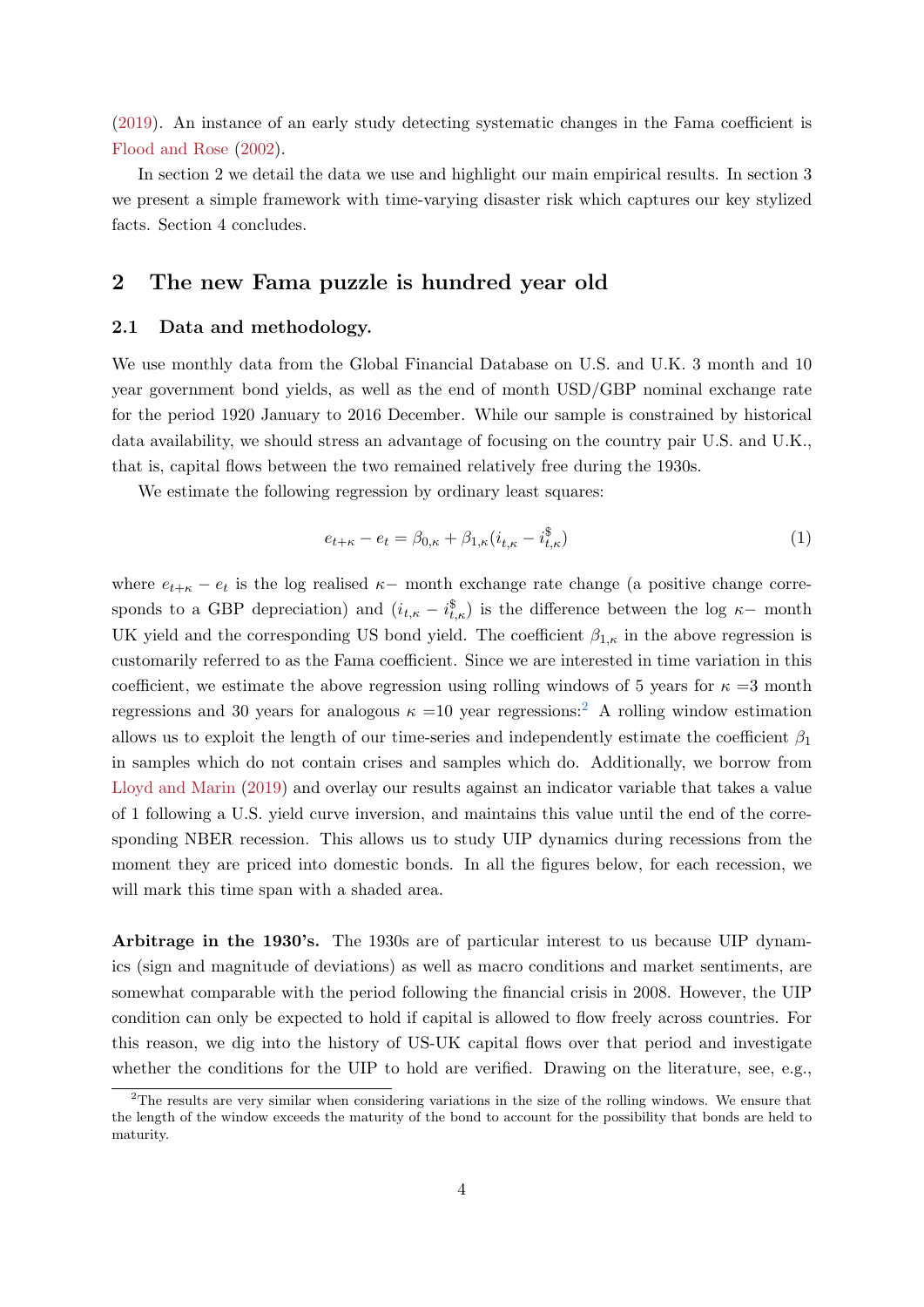(2019). An instance of an early study detecting systematic changes in the Fama coefficient is Flood and Rose (2002).

In section 2 we detail the data we use and highlight our main empirical results. In section 3 we present a simple framework with time-varying disaster risk which captures our key stylized facts. Section 4 concludes.

## 2 The new Fama puzzle is hundred year old

### 2.1 Data and methodology.

We use monthly data from the Global Financial Database on U.S. and U.K. 3 month and 10 year government bond yields, as well as the end of month USD/GBP nominal exchange rate for the period 1920 January to 2016 December. While our sample is constrained by historical data availability, we should stress an advantage of focusing on the country pair U.S. and U.K., that is, capital flows between the two remained relatively free during the 1930s.

We estimate the following regression by ordinary least squares:

$$e_{t+\kappa} - e_t = \beta_{0,\kappa} + \beta_{1,\kappa}(i_{t,\kappa} - i^{\$}_{t,\kappa}) \tag{1}$$

where $e_{t+\kappa} - e_t$ is the log realised $\kappa-$ month exchange rate change (a positive change corresponds to a GBP depreciation) and $(i_{t,\kappa} - i^{\$}_{t,\kappa})$ is the difference between the log $\kappa-$ month UK yield and the corresponding US bond yield. The coefficient $\beta_{1,\kappa}$ in the above regression is customarily referred to as the Fama coefficient. Since we are interested in time variation in this coefficient, we estimate the above regression using rolling windows of 5 years for $\kappa$ =3 month regressions and 30 years for analogous $\kappa$ =10 year regressions:[2] A rolling window estimation allows us to exploit the length of our time-series and independently estimate the coefficient $\beta_1$ in samples which do not contain crises and samples which do. Additionally, we borrow from Lloyd and Marin (2019) and overlay our results against an indicator variable that takes a value of 1 following a U.S. yield curve inversion, and maintains this value until the end of the corresponding NBER recession. This allows us to study UIP dynamics during recessions from the moment they are priced into domestic bonds. In all the figures below, for each recession, we will mark this time span with a shaded area.

**Arbitrage in the 1930's.** The 1930s are of particular interest to us because UIP dynamics (sign and magnitude of deviations) as well as macro conditions and market sentiments, are somewhat comparable with the period following the financial crisis in 2008. However, the UIP condition can only be expected to hold if capital is allowed to flow freely across countries. For this reason, we dig into the history of US-UK capital flows over that period and investigate whether the conditions for the UIP to hold are verified. Drawing on the literature, see, e.g.,

[2]The results are very similar when considering variations in the size of the rolling windows. We ensure that the length of the window exceeds the maturity of the bond to account for the possibility that bonds are held to maturity.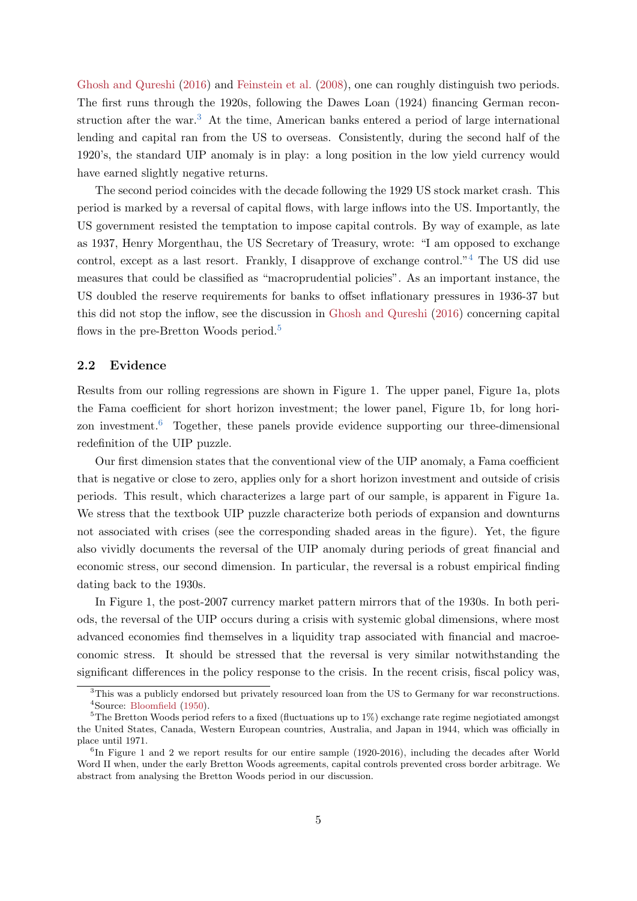Ghosh and Qureshi (2016) and Feinstein et al. (2008), one can roughly distinguish two periods. The first runs through the 1920s, following the Dawes Loan (1924) financing German reconstruction after the war.[3] At the time, American banks entered a period of large international lending and capital ran from the US to overseas. Consistently, during the second half of the 1920's, the standard UIP anomaly is in play: a long position in the low yield currency would have earned slightly negative returns.

The second period coincides with the decade following the 1929 US stock market crash. This period is marked by a reversal of capital flows, with large inflows into the US. Importantly, the US government resisted the temptation to impose capital controls. By way of example, as late as 1937, Henry Morgenthau, the US Secretary of Treasury, wrote: "I am opposed to exchange control, except as a last resort. Frankly, I disapprove of exchange control."[4] The US did use measures that could be classified as "macroprudential policies". As an important instance, the US doubled the reserve requirements for banks to offset inflationary pressures in 1936-37 but this did not stop the inflow, see the discussion in Ghosh and Qureshi (2016) concerning capital flows in the pre-Bretton Woods period.[5]

### 2.2 Evidence

Results from our rolling regressions are shown in Figure 1. The upper panel, Figure 1a, plots the Fama coefficient for short horizon investment; the lower panel, Figure 1b, for long horizon investment.[6] Together, these panels provide evidence supporting our three-dimensional redefinition of the UIP puzzle.

Our first dimension states that the conventional view of the UIP anomaly, a Fama coefficient that is negative or close to zero, applies only for a short horizon investment and outside of crisis periods. This result, which characterizes a large part of our sample, is apparent in Figure 1a. We stress that the textbook UIP puzzle characterize both periods of expansion and downturns not associated with crises (see the corresponding shaded areas in the figure). Yet, the figure also vividly documents the reversal of the UIP anomaly during periods of great financial and economic stress, our second dimension. In particular, the reversal is a robust empirical finding dating back to the 1930s.

In Figure 1, the post-2007 currency market pattern mirrors that of the 1930s. In both periods, the reversal of the UIP occurs during a crisis with systemic global dimensions, where most advanced economies find themselves in a liquidity trap associated with financial and macroeconomic stress. It should be stressed that the reversal is very similar notwithstanding the significant differences in the policy response to the crisis. In the recent crisis, fiscal policy was,

[3] This was a publicly endorsed but privately resourced loan from the US to Germany for war reconstructions.

[4] Source: Bloomfield (1950).

[5] The Bretton Woods period refers to a fixed (fluctuations up to 1%) exchange rate regime negiotiated amongst the United States, Canada, Western European countries, Australia, and Japan in 1944, which was officially in place until 1971.

[6] In Figure 1 and 2 we report results for our entire sample (1920-2016), including the decades after World Word II when, under the early Bretton Woods agreements, capital controls prevented cross border arbitrage. We abstract from analysing the Bretton Woods period in our discussion.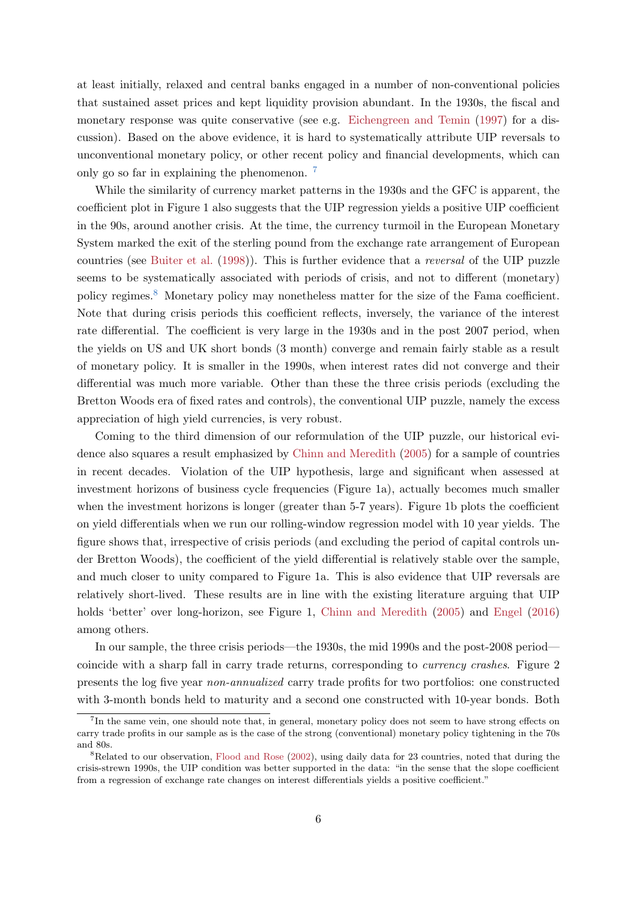at least initially, relaxed and central banks engaged in a number of non-conventional policies that sustained asset prices and kept liquidity provision abundant. In the 1930s, the fiscal and monetary response was quite conservative (see e.g. Eichengreen and Temin (1997) for a discussion). Based on the above evidence, it is hard to systematically attribute UIP reversals to unconventional monetary policy, or other recent policy and financial developments, which can only go so far in explaining the phenomenon. [7]

While the similarity of currency market patterns in the 1930s and the GFC is apparent, the coefficient plot in Figure 1 also suggests that the UIP regression yields a positive UIP coefficient in the 90s, around another crisis. At the time, the currency turmoil in the European Monetary System marked the exit of the sterling pound from the exchange rate arrangement of European countries (see Buiter et al. (1998)). This is further evidence that a *reversal* of the UIP puzzle seems to be systematically associated with periods of crisis, and not to different (monetary) policy regimes.[8] Monetary policy may nonetheless matter for the size of the Fama coefficient. Note that during crisis periods this coefficient reflects, inversely, the variance of the interest rate differential. The coefficient is very large in the 1930s and in the post 2007 period, when the yields on US and UK short bonds (3 month) converge and remain fairly stable as a result of monetary policy. It is smaller in the 1990s, when interest rates did not converge and their differential was much more variable. Other than these the three crisis periods (excluding the Bretton Woods era of fixed rates and controls), the conventional UIP puzzle, namely the excess appreciation of high yield currencies, is very robust.

Coming to the third dimension of our reformulation of the UIP puzzle, our historical evidence also squares a result emphasized by Chinn and Meredith (2005) for a sample of countries in recent decades. Violation of the UIP hypothesis, large and significant when assessed at investment horizons of business cycle frequencies (Figure 1a), actually becomes much smaller when the investment horizons is longer (greater than 5-7 years). Figure 1b plots the coefficient on yield differentials when we run our rolling-window regression model with 10 year yields. The figure shows that, irrespective of crisis periods (and excluding the period of capital controls under Bretton Woods), the coefficient of the yield differential is relatively stable over the sample, and much closer to unity compared to Figure 1a. This is also evidence that UIP reversals are relatively short-lived. These results are in line with the existing literature arguing that UIP holds 'better' over long-horizon, see Figure 1, Chinn and Meredith (2005) and Engel (2016) among others.

In our sample, the three crisis periods—the 1930s, the mid 1990s and the post-2008 period—coincide with a sharp fall in carry trade returns, corresponding to *currency crashes*. Figure 2 presents the log five year *non-annualized* carry trade profits for two portfolios: one constructed with 3-month bonds held to maturity and a second one constructed with 10-year bonds. Both

---

[7] In the same vein, one should note that, in general, monetary policy does not seem to have strong effects on carry trade profits in our sample as is the case of the strong (conventional) monetary policy tightening in the 70s and 80s.

[8] Related to our observation, Flood and Rose (2002), using daily data for 23 countries, noted that during the crisis-strewn 1990s, the UIP condition was better supported in the data: "in the sense that the slope coefficient from a regression of exchange rate changes on interest differentials yields a positive coefficient."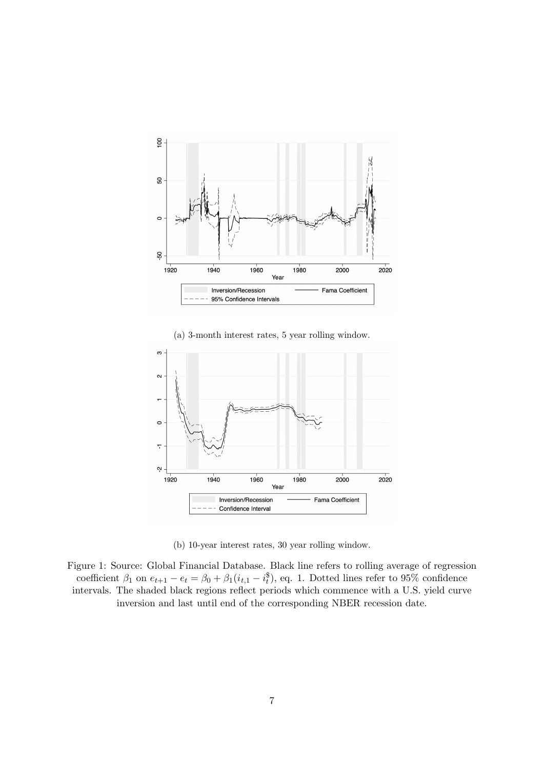(a) 3-month interest rates, 5 year rolling window.

(b) 10-year interest rates, 30 year rolling window.

Figure 1: Source: Global Financial Database. Black line refers to rolling average of regression coefficient $\beta_1$ on $e_{t+1} - e_t = \beta_0 + \beta_1(i_{t,1} - i_t^{\$})$, eq. 1. Dotted lines refer to 95% confidence intervals. The shaded black regions reflect periods which commence with a U.S. yield curve inversion and last until end of the corresponding NBER recession date.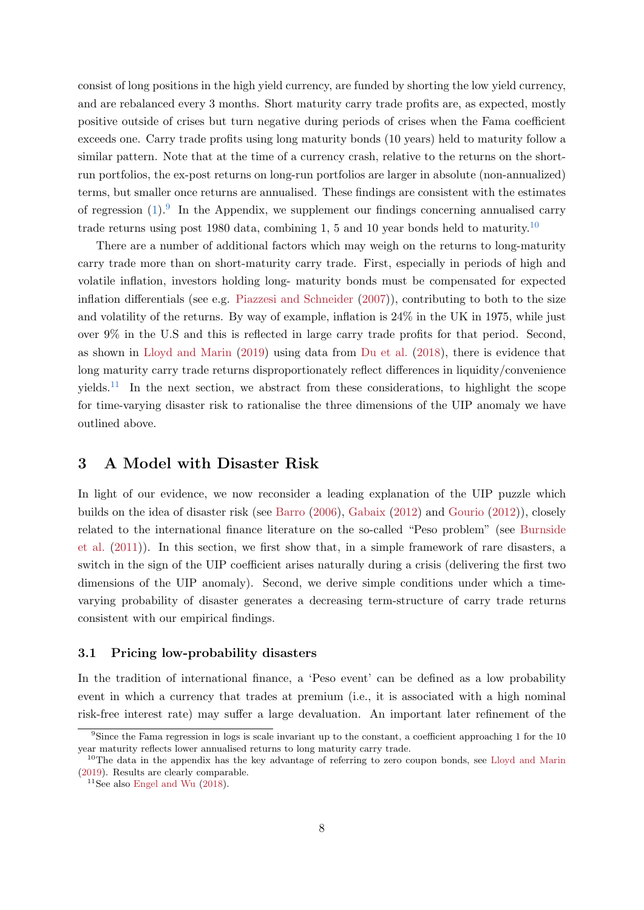consist of long positions in the high yield currency, are funded by shorting the low yield currency, and are rebalanced every 3 months. Short maturity carry trade profits are, as expected, mostly positive outside of crises but turn negative during periods of crises when the Fama coefficient exceeds one. Carry trade profits using long maturity bonds (10 years) held to maturity follow a similar pattern. Note that at the time of a currency crash, relative to the returns on the short-run portfolios, the ex-post returns on long-run portfolios are larger in absolute (non-annualized) terms, but smaller once returns are annualised. These findings are consistent with the estimates of regression (1).[9] In the Appendix, we supplement our findings concerning annualised carry trade returns using post 1980 data, combining 1, 5 and 10 year bonds held to maturity.[10]

There are a number of additional factors which may weigh on the returns to long-maturity carry trade more than on short-maturity carry trade. First, especially in periods of high and volatile inflation, investors holding long- maturity bonds must be compensated for expected inflation differentials (see e.g. Piazzesi and Schneider (2007)), contributing to both to the size and volatility of the returns. By way of example, inflation is 24% in the UK in 1975, while just over 9% in the U.S and this is reflected in large carry trade profits for that period. Second, as shown in Lloyd and Marin (2019) using data from Du et al. (2018), there is evidence that long maturity carry trade returns disproportionately reflect differences in liquidity/convenience yields.[11] In the next section, we abstract from these considerations, to highlight the scope for time-varying disaster risk to rationalise the three dimensions of the UIP anomaly we have outlined above.

## 3 A Model with Disaster Risk

In light of our evidence, we now reconsider a leading explanation of the UIP puzzle which builds on the idea of disaster risk (see Barro (2006), Gabaix (2012) and Gourio (2012)), closely related to the international finance literature on the so-called "Peso problem" (see Burnside et al. (2011)). In this section, we first show that, in a simple framework of rare disasters, a switch in the sign of the UIP coefficient arises naturally during a crisis (delivering the first two dimensions of the UIP anomaly). Second, we derive simple conditions under which a time-varying probability of disaster generates a decreasing term-structure of carry trade returns consistent with our empirical findings.

### 3.1 Pricing low-probability disasters

In the tradition of international finance, a 'Peso event' can be defined as a low probability event in which a currency that trades at premium (i.e., it is associated with a high nominal risk-free interest rate) may suffer a large devaluation. An important later refinement of the

[9] Since the Fama regression in logs is scale invariant up to the constant, a coefficient approaching 1 for the 10 year maturity reflects lower annualised returns to long maturity carry trade.

[10] The data in the appendix has the key advantage of referring to zero coupon bonds, see Lloyd and Marin (2019). Results are clearly comparable.

[11] See also Engel and Wu (2018).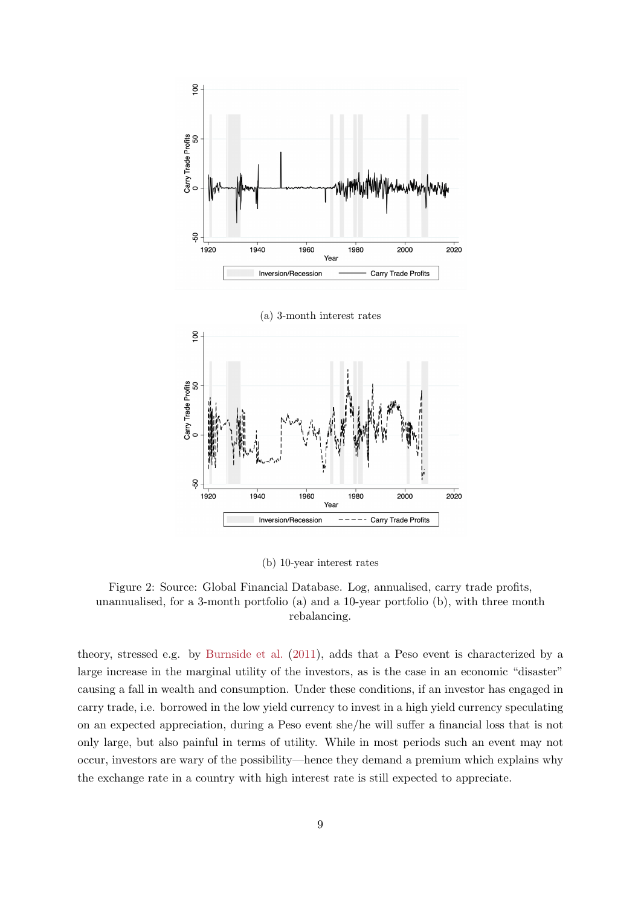(a) 3-month interest rates

(b) 10-year interest rates

Figure 2: Source: Global Financial Database. Log, annualised, carry trade profits, unannualised, for a 3-month portfolio (a) and a 10-year portfolio (b), with three month rebalancing.

theory, stressed e.g. by Burnside et al. (2011), adds that a Peso event is characterized by a large increase in the marginal utility of the investors, as is the case in an economic "disaster" causing a fall in wealth and consumption. Under these conditions, if an investor has engaged in carry trade, i.e. borrowed in the low yield currency to invest in a high yield currency speculating on an expected appreciation, during a Peso event she/he will suffer a financial loss that is not only large, but also painful in terms of utility. While in most periods such an event may not occur, investors are wary of the possibility—hence they demand a premium which explains why the exchange rate in a country with high interest rate is still expected to appreciate.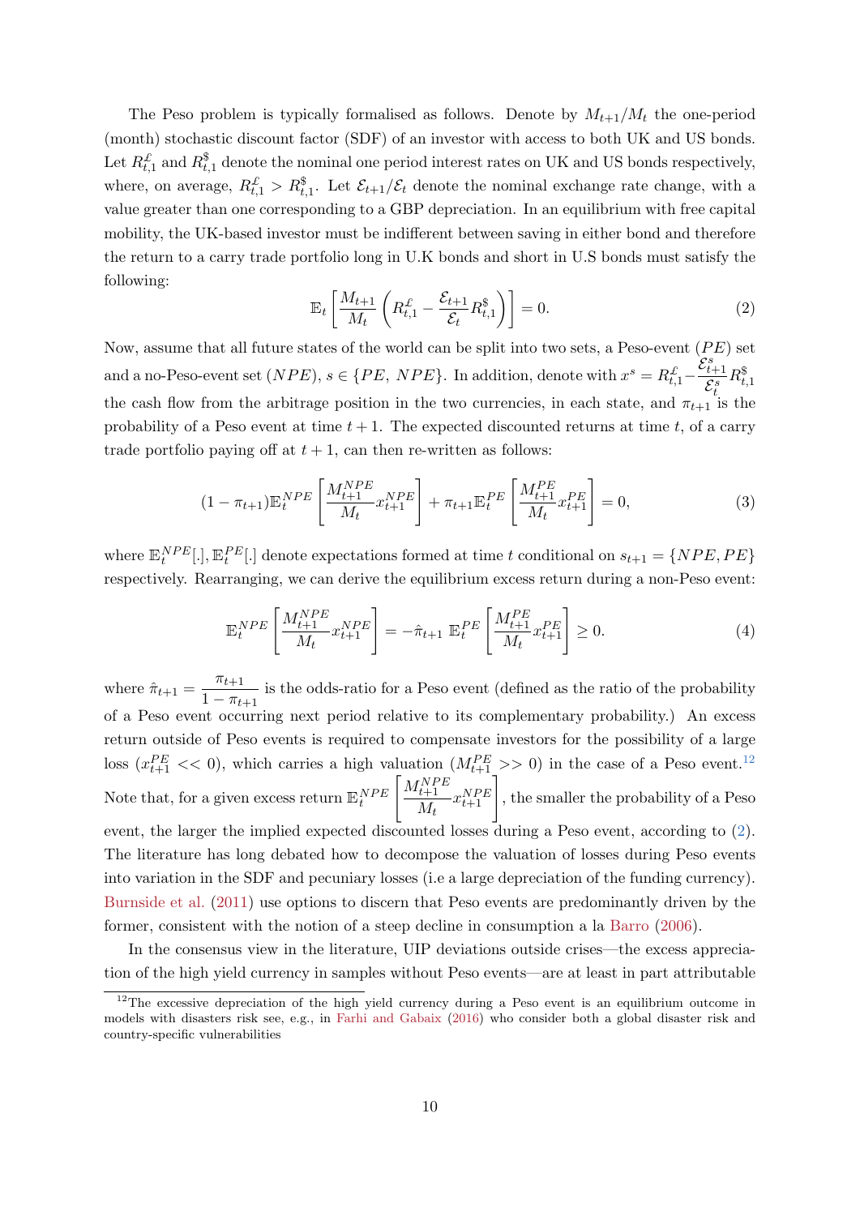The Peso problem is typically formalised as follows. Denote by $M_{t+1}/M_t$ the one-period (month) stochastic discount factor (SDF) of an investor with access to both UK and US bonds. Let $R^{\pounds}_{t,1}$ and $R^{\$}_{t,1}$ denote the nominal one period interest rates on UK and US bonds respectively, where, on average, $R^{\pounds}_{t,1} > R^{\$}_{t,1}$. Let $\mathcal{E}_{t+1}/\mathcal{E}_t$ denote the nominal exchange rate change, with a value greater than one corresponding to a GBP depreciation. In an equilibrium with free capital mobility, the UK-based investor must be indifferent between saving in either bond and therefore the return to a carry trade portfolio long in U.K bonds and short in U.S bonds must satisfy the following:

$$\mathbb{E}_t\left[\frac{M_{t+1}}{M_t}\left(R^{\pounds}_{t,1} - \frac{\mathcal{E}_{t+1}}{\mathcal{E}_t}R^{\$}_{t,1}\right)\right] = 0. \tag{2}$$

Now, assume that all future states of the world can be split into two sets, a Peso-event ($PE$) set and a no-Peso-event set ($NPE$), $s \in \{PE,\ NPE\}$. In addition, denote with $x^s = R^{\pounds}_{t,1} - \frac{\mathcal{E}^s_{t+1}}{\mathcal{E}^s_t}R^{\$}_{t,1}$ the cash flow from the arbitrage position in the two currencies, in each state, and $\pi_{t+1}$ is the probability of a Peso event at time $t+1$. The expected discounted returns at time $t$, of a carry trade portfolio paying off at $t+1$, can then re-written as follows:

$$(1-\pi_{t+1})\mathbb{E}^{NPE}_t\left[\frac{M^{NPE}_{t+1}}{M_t}x^{NPE}_{t+1}\right] + \pi_{t+1}\mathbb{E}^{PE}_t\left[\frac{M^{PE}_{t+1}}{M_t}x^{PE}_{t+1}\right] = 0, \tag{3}$$

where $\mathbb{E}^{NPE}_t[.], \mathbb{E}^{PE}_t[.]$ denote expectations formed at time $t$ conditional on $s_{t+1} = \{NPE, PE\}$ respectively. Rearranging, we can derive the equilibrium excess return during a non-Peso event:

$$\mathbb{E}^{NPE}_t\left[\frac{M^{NPE}_{t+1}}{M_t}x^{NPE}_{t+1}\right] = -\hat{\pi}_{t+1}\ \mathbb{E}^{PE}_t\left[\frac{M^{PE}_{t+1}}{M_t}x^{PE}_{t+1}\right] \geq 0. \tag{4}$$

where $\hat{\pi}_{t+1} = \dfrac{\pi_{t+1}}{1-\pi_{t+1}}$ is the odds-ratio for a Peso event (defined as the ratio of the probability of a Peso event occurring next period relative to its complementary probability.) An excess return outside of Peso events is required to compensate investors for the possibility of a large loss ($x^{PE}_{t+1} << 0$), which carries a high valuation ($M^{PE}_{t+1} >> 0$) in the case of a Peso event.[12] Note that, for a given excess return $\mathbb{E}^{NPE}_t\left[\frac{M^{NPE}_{t+1}}{M_t}x^{NPE}_{t+1}\right]$, the smaller the probability of a Peso event, the larger the implied expected discounted losses during a Peso event, according to (2). The literature has long debated how to decompose the valuation of losses during Peso events into variation in the SDF and pecuniary losses (i.e a large depreciation of the funding currency). Burnside et al. (2011) use options to discern that Peso events are predominantly driven by the former, consistent with the notion of a steep decline in consumption a la Barro (2006).

In the consensus view in the literature, UIP deviations outside crises—the excess appreciation of the high yield currency in samples without Peso events—are at least in part attributable

[12] The excessive depreciation of the high yield currency during a Peso event is an equilibrium outcome in models with disasters risk see, e.g., in Farhi and Gabaix (2016) who consider both a global disaster risk and country-specific vulnerabilities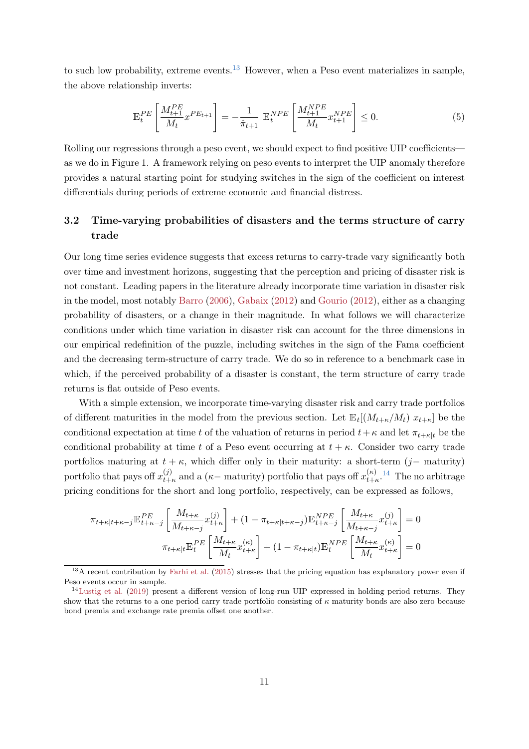to such low probability, extreme events.[13] However, when a Peso event materializes in sample, the above relationship inverts:

$$\mathbb{E}_t^{PE}\left[\frac{M_{t+1}^{PE}}{M_t}x^{PE_{t+1}}\right] = -\frac{1}{\hat{\pi}_{t+1}}\ \mathbb{E}_t^{NPE}\left[\frac{M_{t+1}^{NPE}}{M_t}x_{t+1}^{NPE}\right] \leq 0. \tag{5}$$

Rolling our regressions through a peso event, we should expect to find positive UIP coefficients—as we do in Figure 1. A framework relying on peso events to interpret the UIP anomaly therefore provides a natural starting point for studying switches in the sign of the coefficient on interest differentials during periods of extreme economic and financial distress.

## 3.2 Time-varying probabilities of disasters and the terms structure of carry trade

Our long time series evidence suggests that excess returns to carry-trade vary significantly both over time and investment horizons, suggesting that the perception and pricing of disaster risk is not constant. Leading papers in the literature already incorporate time variation in disaster risk in the model, most notably Barro (2006), Gabaix (2012) and Gourio (2012), either as a changing probability of disasters, or a change in their magnitude. In what follows we will characterize conditions under which time variation in disaster risk can account for the three dimensions in our empirical redefinition of the puzzle, including switches in the sign of the Fama coefficient and the decreasing term-structure of carry trade. We do so in reference to a benchmark case in which, if the perceived probability of a disaster is constant, the term structure of carry trade returns is flat outside of Peso events.

With a simple extension, we incorporate time-varying disaster risk and carry trade portfolios of different maturities in the model from the previous section. Let $\mathbb{E}_t[(M_{t+\kappa}/M_t)\ x_{t+\kappa}]$ be the conditional expectation at time $t$ of the valuation of returns in period $t+\kappa$ and let $\pi_{t+\kappa|t}$ be the conditional probability at time $t$ of a Peso event occurring at $t+\kappa$. Consider two carry trade portfolios maturing at $t+\kappa$, which differ only in their maturity: a short-term ($j-$ maturity) portfolio that pays off $x_{t+\kappa}^{(j)}$ and a ($\kappa-$ maturity) portfolio that pays off $x_{t+\kappa}^{(\kappa)}$.[14] The no arbitrage pricing conditions for the short and long portfolio, respectively, can be expressed as follows,

$$\pi_{t+\kappa|t+\kappa-j}\mathbb{E}_{t+\kappa-j}^{PE}\left[\frac{M_{t+\kappa}}{M_{t+\kappa-j}}x_{t+\kappa}^{(j)}\right] + (1-\pi_{t+\kappa|t+\kappa-j})\mathbb{E}_{t+\kappa-j}^{NPE}\left[\frac{M_{t+\kappa}}{M_{t+\kappa-j}}x_{t+\kappa}^{(j)}\right] = 0$$

$$\pi_{t+\kappa|t}\mathbb{E}_t^{PE}\left[\frac{M_{t+\kappa}}{M_t}x_{t+\kappa}^{(\kappa)}\right] + (1-\pi_{t+\kappa|t})\mathbb{E}_t^{NPE}\left[\frac{M_{t+\kappa}}{M_t}x_{t+\kappa}^{(\kappa)}\right] = 0$$

[13] A recent contribution by Farhi et al. (2015) stresses that the pricing equation has explanatory power even if Peso events occur in sample.

[14] Lustig et al. (2019) present a different version of long-run UIP expressed in holding period returns. They show that the returns to a one period carry trade portfolio consisting of $\kappa$ maturity bonds are also zero because bond premia and exchange rate premia offset one another.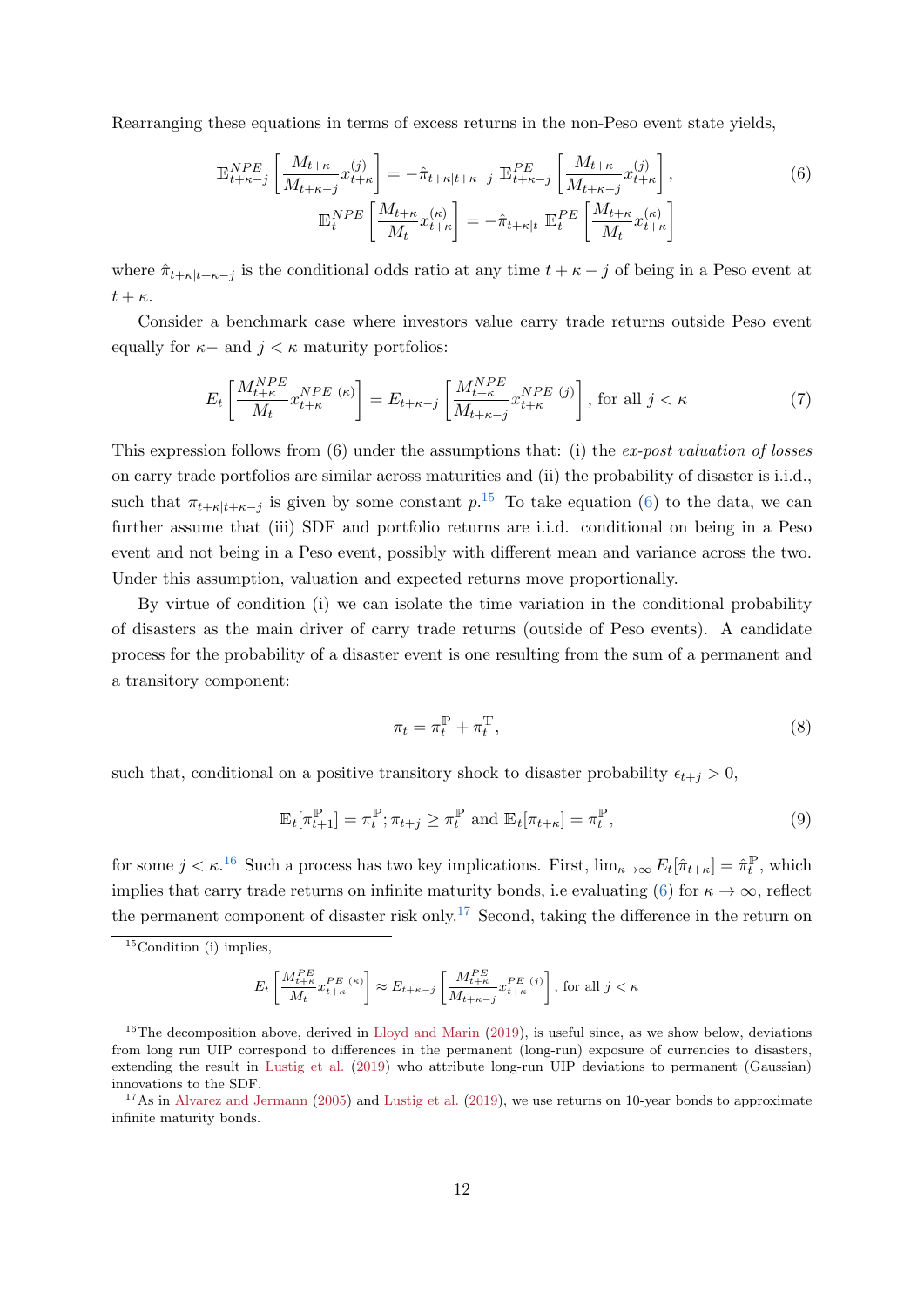Rearranging these equations in terms of excess returns in the non-Peso event state yields,

$$
\mathbb{E}^{NPE}_{t+\kappa-j}\left[\frac{M_{t+\kappa}}{M_{t+\kappa-j}}x^{(j)}_{t+\kappa}\right] = -\hat{\pi}_{t+\kappa|t+\kappa-j}\ \mathbb{E}^{PE}_{t+\kappa-j}\left[\frac{M_{t+\kappa}}{M_{t+\kappa-j}}x^{(j)}_{t+\kappa}\right],
$$
$$
\mathbb{E}^{NPE}_{t}\left[\frac{M_{t+\kappa}}{M_{t}}x^{(\kappa)}_{t+\kappa}\right] = -\hat{\pi}_{t+\kappa|t}\ \mathbb{E}^{PE}_{t}\left[\frac{M_{t+\kappa}}{M_{t}}x^{(\kappa)}_{t+\kappa}\right] \tag{6}
$$

where $\hat{\pi}_{t+\kappa|t+\kappa-j}$ is the conditional odds ratio at any time $t+\kappa-j$ of being in a Peso event at $t+\kappa$.

Consider a benchmark case where investors value carry trade returns outside Peso event equally for $\kappa-$ and $j<\kappa$ maturity portfolios:

$$
E_t\left[\frac{M^{NPE}_{t+\kappa}}{M_t}x^{NPE\ (\kappa)}_{t+\kappa}\right] = E_{t+\kappa-j}\left[\frac{M^{NPE}_{t+\kappa}}{M_{t+\kappa-j}}x^{NPE\ (j)}_{t+\kappa}\right],\ \text{for all } j<\kappa \tag{7}
$$

This expression follows from (6) under the assumptions that: (i) the *ex-post valuation of losses* on carry trade portfolios are similar across maturities and (ii) the probability of disaster is i.i.d., such that $\pi_{t+\kappa|t+\kappa-j}$ is given by some constant $p$.[15] To take equation (6) to the data, we can further assume that (iii) SDF and portfolio returns are i.i.d. conditional on being in a Peso event and not being in a Peso event, possibly with different mean and variance across the two. Under this assumption, valuation and expected returns move proportionally.

By virtue of condition (i) we can isolate the time variation in the conditional probability of disasters as the main driver of carry trade returns (outside of Peso events). A candidate process for the probability of a disaster event is one resulting from the sum of a permanent and a transitory component:

$$
\pi_t = \pi^{\mathbb{P}}_t + \pi^{\mathbb{T}}_t, \tag{8}
$$

such that, conditional on a positive transitory shock to disaster probability $\epsilon_{t+j}>0$,

$$
\mathbb{E}_t[\pi^{\mathbb{P}}_{t+1}] = \pi^{\mathbb{P}}_t;\ \pi_{t+j} \geq \pi^{\mathbb{P}}_t \text{ and } \mathbb{E}_t[\pi_{t+\kappa}] = \pi^{\mathbb{P}}_t, \tag{9}
$$

for some $j<\kappa$.[16] Such a process has two key implications. First, $\lim_{\kappa\to\infty} E_t[\hat{\pi}_{t+\kappa}] = \hat{\pi}^{\mathbb{P}}_t$, which implies that carry trade returns on infinite maturity bonds, i.e evaluating (6) for $\kappa\to\infty$, reflect the permanent component of disaster risk only.[17] Second, taking the difference in the return on

---

[15] Condition (i) implies,

$$
E_t\left[\frac{M^{PE}_{t+\kappa}}{M_t}x^{PE\ (\kappa)}_{t+\kappa}\right] \approx E_{t+\kappa-j}\left[\frac{M^{PE}_{t+\kappa}}{M_{t+\kappa-j}}x^{PE\ (j)}_{t+\kappa}\right],\ \text{for all } j<\kappa
$$

[16] The decomposition above, derived in Lloyd and Marin (2019), is useful since, as we show below, deviations from long run UIP correspond to differences in the permanent (long-run) exposure of currencies to disasters, extending the result in Lustig et al. (2019) who attribute long-run UIP deviations to permanent (Gaussian) innovations to the SDF.

[17] As in Alvarez and Jermann (2005) and Lustig et al. (2019), we use returns on 10-year bonds to approximate infinite maturity bonds.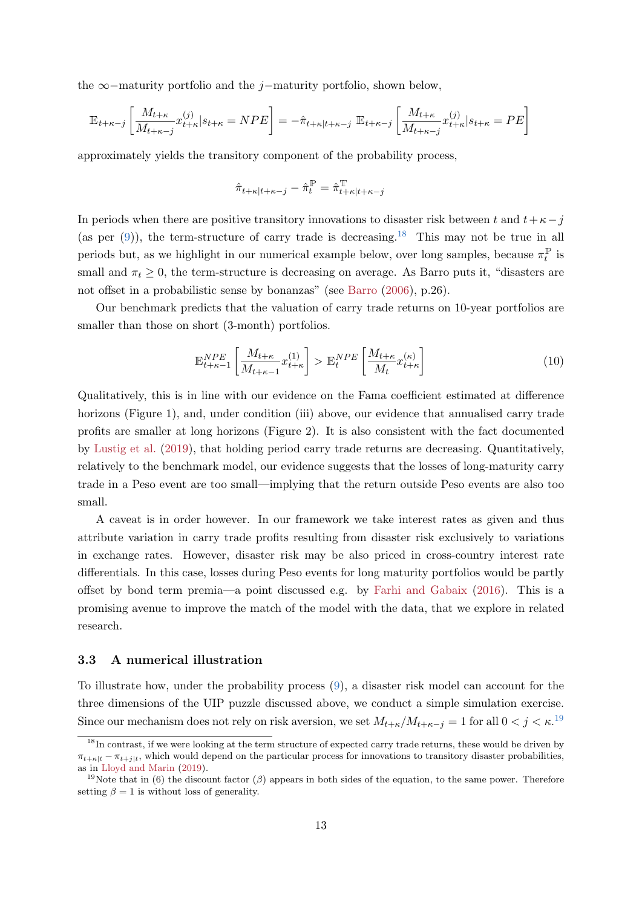the $\infty-$maturity portfolio and the $j-$maturity portfolio, shown below,

$$\mathbb{E}_{t+\kappa-j}\left[\frac{M_{t+\kappa}}{M_{t+\kappa-j}}x^{(j)}_{t+\kappa}|s_{t+\kappa}=NPE\right]=-\hat{\pi}_{t+\kappa|t+\kappa-j}\ \mathbb{E}_{t+\kappa-j}\left[\frac{M_{t+\kappa}}{M_{t+\kappa-j}}x^{(j)}_{t+\kappa}|s_{t+\kappa}=PE\right]$$

approximately yields the transitory component of the probability process,

$$\hat{\pi}_{t+\kappa|t+\kappa-j}-\hat{\pi}^{\mathbb{P}}_{t}=\hat{\pi}^{\mathbb{T}}_{t+\kappa|t+\kappa-j}$$

In periods when there are positive transitory innovations to disaster risk between $t$ and $t+\kappa-j$ (as per (9)), the term-structure of carry trade is decreasing.[18] This may not be true in all periods but, as we highlight in our numerical example below, over long samples, because $\pi^{\mathbb{P}}_{t}$ is small and $\pi_t \geq 0$, the term-structure is decreasing on average. As Barro puts it, "disasters are not offset in a probabilistic sense by bonanzas" (see Barro (2006), p.26).

Our benchmark predicts that the valuation of carry trade returns on 10-year portfolios are smaller than those on short (3-month) portfolios.

$$\mathbb{E}^{NPE}_{t+\kappa-1}\left[\frac{M_{t+\kappa}}{M_{t+\kappa-1}}x^{(1)}_{t+\kappa}\right]>\mathbb{E}^{NPE}_{t}\left[\frac{M_{t+\kappa}}{M_{t}}x^{(\kappa)}_{t+\kappa}\right] \tag{10}$$

Qualitatively, this is in line with our evidence on the Fama coefficient estimated at difference horizons (Figure 1), and, under condition (iii) above, our evidence that annualised carry trade profits are smaller at long horizons (Figure 2). It is also consistent with the fact documented by Lustig et al. (2019), that holding period carry trade returns are decreasing. Quantitatively, relatively to the benchmark model, our evidence suggests that the losses of long-maturity carry trade in a Peso event are too small—implying that the return outside Peso events are also too small.

A caveat is in order however. In our framework we take interest rates as given and thus attribute variation in carry trade profits resulting from disaster risk exclusively to variations in exchange rates. However, disaster risk may be also priced in cross-country interest rate differentials. In this case, losses during Peso events for long maturity portfolios would be partly offset by bond term premia—a point discussed e.g. by Farhi and Gabaix (2016). This is a promising avenue to improve the match of the model with the data, that we explore in related research.

### 3.3 A numerical illustration

To illustrate how, under the probability process (9), a disaster risk model can account for the three dimensions of the UIP puzzle discussed above, we conduct a simple simulation exercise. Since our mechanism does not rely on risk aversion, we set $M_{t+\kappa}/M_{t+\kappa-j}=1$ for all $0<j<\kappa$.[19]

[18] In contrast, if we were looking at the term structure of expected carry trade returns, these would be driven by $\pi_{t+\kappa|t}-\pi_{t+j|t}$, which would depend on the particular process for innovations to transitory disaster probabilities, as in Lloyd and Marin (2019).

[19] Note that in (6) the discount factor ($\beta$) appears in both sides of the equation, to the same power. Therefore setting $\beta=1$ is without loss of generality.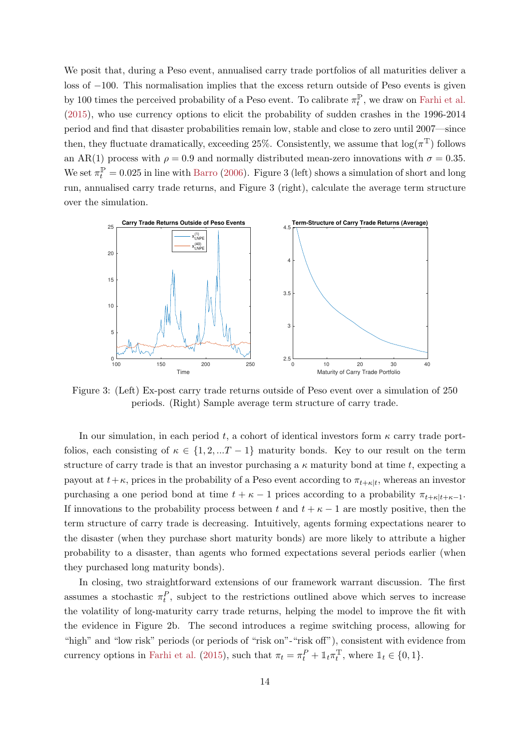We posit that, during a Peso event, annualised carry trade portfolios of all maturities deliver a loss of $-100$. This normalisation implies that the excess return outside of Peso events is given by 100 times the perceived probability of a Peso event. To calibrate $\pi_t^{\mathbb{P}}$, we draw on Farhi et al. (2015), who use currency options to elicit the probability of sudden crashes in the 1996-2014 period and find that disaster probabilities remain low, stable and close to zero until 2007—since then, they fluctuate dramatically, exceeding 25%. Consistently, we assume that $\log(\pi^{\mathbb{T}})$ follows an AR(1) process with $\rho = 0.9$ and normally distributed mean-zero innovations with $\sigma = 0.35$. We set $\pi_t^{\mathbb{P}} = 0.025$ in line with Barro (2006). Figure 3 (left) shows a simulation of short and long run, annualised carry trade returns, and Figure 3 (right), calculate the average term structure over the simulation.

Figure 3: (Left) Ex-post carry trade returns outside of Peso event over a simulation of 250 periods. (Right) Sample average term structure of carry trade.

In our simulation, in each period $t$, a cohort of identical investors form $\kappa$ carry trade portfolios, each consisting of $\kappa \in \{1, 2, ...T-1\}$ maturity bonds. Key to our result on the term structure of carry trade is that an investor purchasing a $\kappa$ maturity bond at time $t$, expecting a payout at $t+\kappa$, prices in the probability of a Peso event according to $\pi_{t+\kappa|t}$, whereas an investor purchasing a one period bond at time $t+\kappa-1$ prices according to a probability $\pi_{t+\kappa|t+\kappa-1}$. If innovations to the probability process between $t$ and $t+\kappa-1$ are mostly positive, then the term structure of carry trade is decreasing. Intuitively, agents forming expectations nearer to the disaster (when they purchase short maturity bonds) are more likely to attribute a higher probability to a disaster, than agents who formed expectations several periods earlier (when they purchased long maturity bonds).

In closing, two straightforward extensions of our framework warrant discussion. The first assumes a stochastic $\pi_t^P$, subject to the restrictions outlined above which serves to increase the volatility of long-maturity carry trade returns, helping the model to improve the fit with the evidence in Figure 2b. The second introduces a regime switching process, allowing for "high" and "low risk" periods (or periods of "risk on"-"risk off"), consistent with evidence from currency options in Farhi et al. (2015), such that $\pi_t = \pi_t^P + \mathbb{1}_t \pi_t^{\mathbb{T}}$, where $\mathbb{1}_t \in \{0, 1\}$.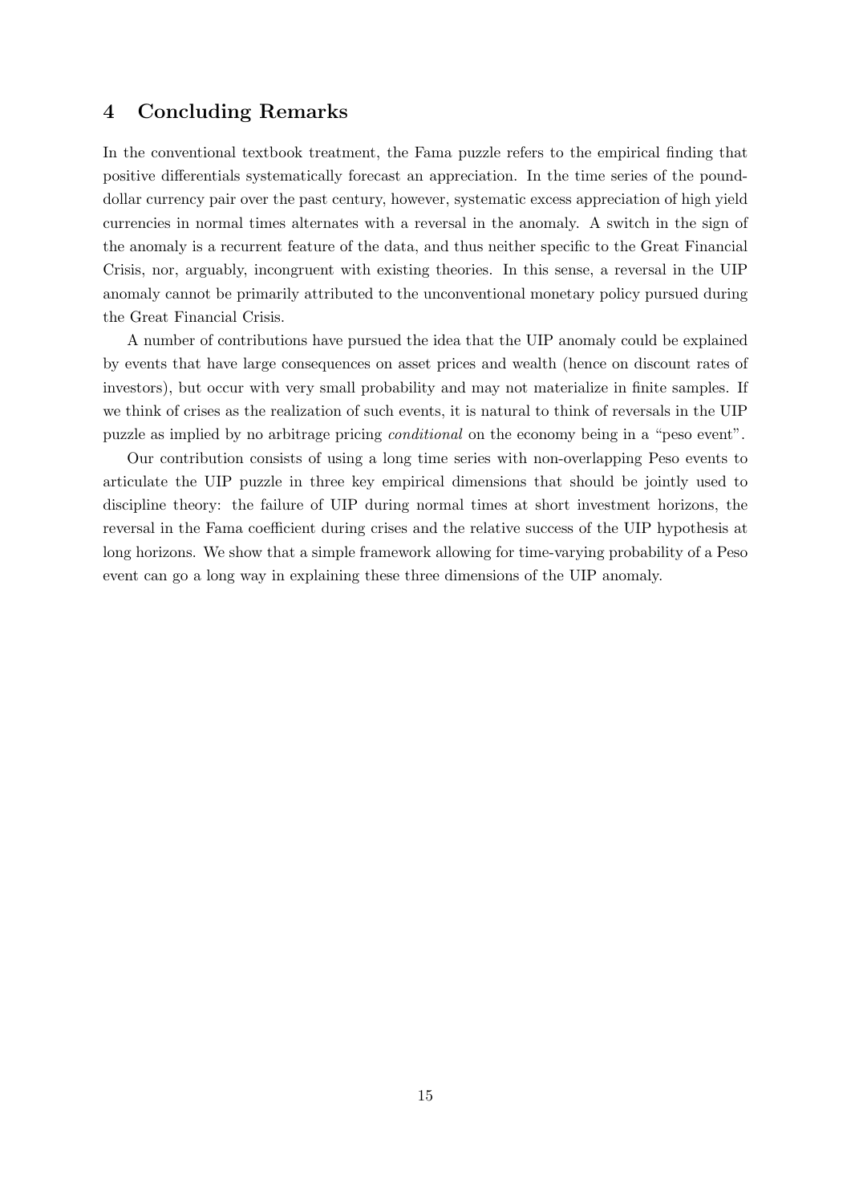## 4 Concluding Remarks

In the conventional textbook treatment, the Fama puzzle refers to the empirical finding that positive differentials systematically forecast an appreciation. In the time series of the pound-dollar currency pair over the past century, however, systematic excess appreciation of high yield currencies in normal times alternates with a reversal in the anomaly. A switch in the sign of the anomaly is a recurrent feature of the data, and thus neither specific to the Great Financial Crisis, nor, arguably, incongruent with existing theories. In this sense, a reversal in the UIP anomaly cannot be primarily attributed to the unconventional monetary policy pursued during the Great Financial Crisis.

A number of contributions have pursued the idea that the UIP anomaly could be explained by events that have large consequences on asset prices and wealth (hence on discount rates of investors), but occur with very small probability and may not materialize in finite samples. If we think of crises as the realization of such events, it is natural to think of reversals in the UIP puzzle as implied by no arbitrage pricing *conditional* on the economy being in a "peso event".

Our contribution consists of using a long time series with non-overlapping Peso events to articulate the UIP puzzle in three key empirical dimensions that should be jointly used to discipline theory: the failure of UIP during normal times at short investment horizons, the reversal in the Fama coefficient during crises and the relative success of the UIP hypothesis at long horizons. We show that a simple framework allowing for time-varying probability of a Peso event can go a long way in explaining these three dimensions of the UIP anomaly.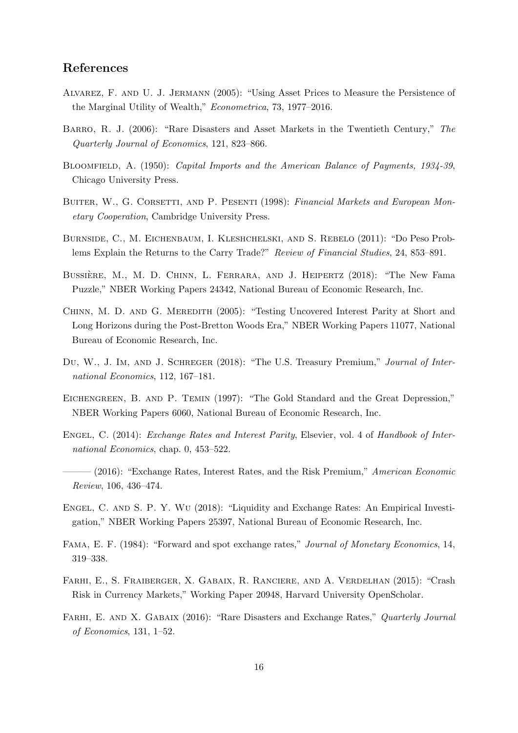## References

Alvarez, F. and U. J. Jermann (2005): "Using Asset Prices to Measure the Persistence of the Marginal Utility of Wealth," *Econometrica*, 73, 1977–2016.

Barro, R. J. (2006): "Rare Disasters and Asset Markets in the Twentieth Century," *The Quarterly Journal of Economics*, 121, 823–866.

Bloomfield, A. (1950): *Capital Imports and the American Balance of Payments, 1934-39*, Chicago University Press.

Buiter, W., G. Corsetti, and P. Pesenti (1998): *Financial Markets and European Monetary Cooperation*, Cambridge University Press.

Burnside, C., M. Eichenbaum, I. Kleshchelski, and S. Rebelo (2011): "Do Peso Problems Explain the Returns to the Carry Trade?" *Review of Financial Studies*, 24, 853–891.

Bussière, M., M. D. Chinn, L. Ferrara, and J. Heipertz (2018): "The New Fama Puzzle," NBER Working Papers 24342, National Bureau of Economic Research, Inc.

Chinn, M. D. and G. Meredith (2005): "Testing Uncovered Interest Parity at Short and Long Horizons during the Post-Bretton Woods Era," NBER Working Papers 11077, National Bureau of Economic Research, Inc.

Du, W., J. Im, and J. Schreger (2018): "The U.S. Treasury Premium," *Journal of International Economics*, 112, 167–181.

Eichengreen, B. and P. Temin (1997): "The Gold Standard and the Great Depression," NBER Working Papers 6060, National Bureau of Economic Research, Inc.

Engel, C. (2014): *Exchange Rates and Interest Parity*, Elsevier, vol. 4 of *Handbook of International Economics*, chap. 0, 453–522.

——— (2016): "Exchange Rates, Interest Rates, and the Risk Premium," *American Economic Review*, 106, 436–474.

Engel, C. and S. P. Y. Wu (2018): "Liquidity and Exchange Rates: An Empirical Investigation," NBER Working Papers 25397, National Bureau of Economic Research, Inc.

Fama, E. F. (1984): "Forward and spot exchange rates," *Journal of Monetary Economics*, 14, 319–338.

Farhi, E., S. Fraiberger, X. Gabaix, R. Ranciere, and A. Verdelhan (2015): "Crash Risk in Currency Markets," Working Paper 20948, Harvard University OpenScholar.

Farhi, E. and X. Gabaix (2016): "Rare Disasters and Exchange Rates," *Quarterly Journal of Economics*, 131, 1–52.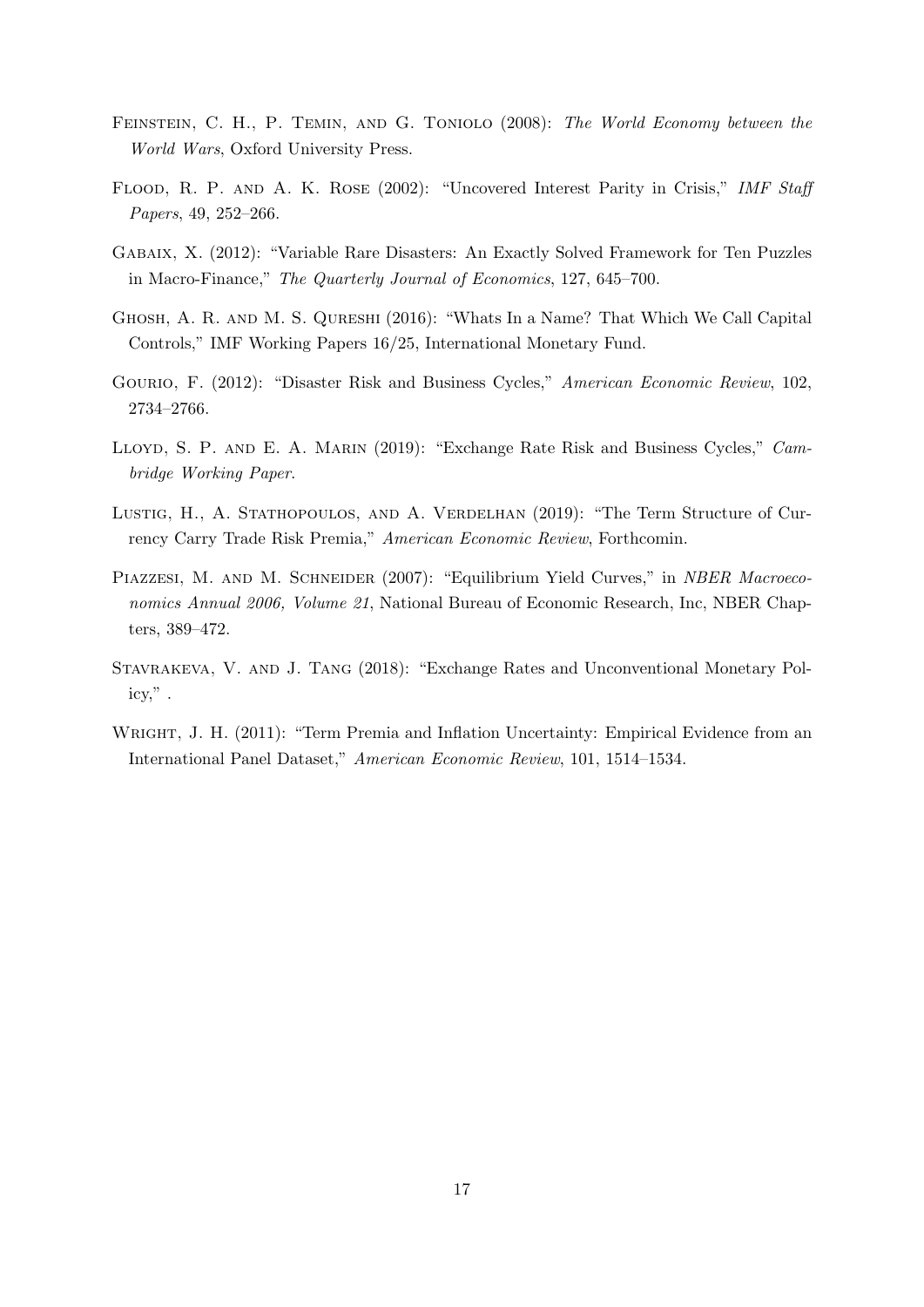Feinstein, C. H., P. Temin, and G. Toniolo (2008): *The World Economy between the World Wars*, Oxford University Press.

Flood, R. P. and A. K. Rose (2002): "Uncovered Interest Parity in Crisis," *IMF Staff Papers*, 49, 252–266.

Gabaix, X. (2012): "Variable Rare Disasters: An Exactly Solved Framework for Ten Puzzles in Macro-Finance," *The Quarterly Journal of Economics*, 127, 645–700.

Ghosh, A. R. and M. S. Qureshi (2016): "Whats In a Name? That Which We Call Capital Controls," IMF Working Papers 16/25, International Monetary Fund.

Gourio, F. (2012): "Disaster Risk and Business Cycles," *American Economic Review*, 102, 2734–2766.

Lloyd, S. P. and E. A. Marin (2019): "Exchange Rate Risk and Business Cycles," *Cambridge Working Paper*.

Lustig, H., A. Stathopoulos, and A. Verdelhan (2019): "The Term Structure of Currency Carry Trade Risk Premia," *American Economic Review*, Forthcomin.

Piazzesi, M. and M. Schneider (2007): "Equilibrium Yield Curves," in *NBER Macroeconomics Annual 2006, Volume 21*, National Bureau of Economic Research, Inc, NBER Chapters, 389–472.

Stavrakeva, V. and J. Tang (2018): "Exchange Rates and Unconventional Monetary Policy," .

Wright, J. H. (2011): "Term Premia and Inflation Uncertainty: Empirical Evidence from an International Panel Dataset," *American Economic Review*, 101, 1514–1534.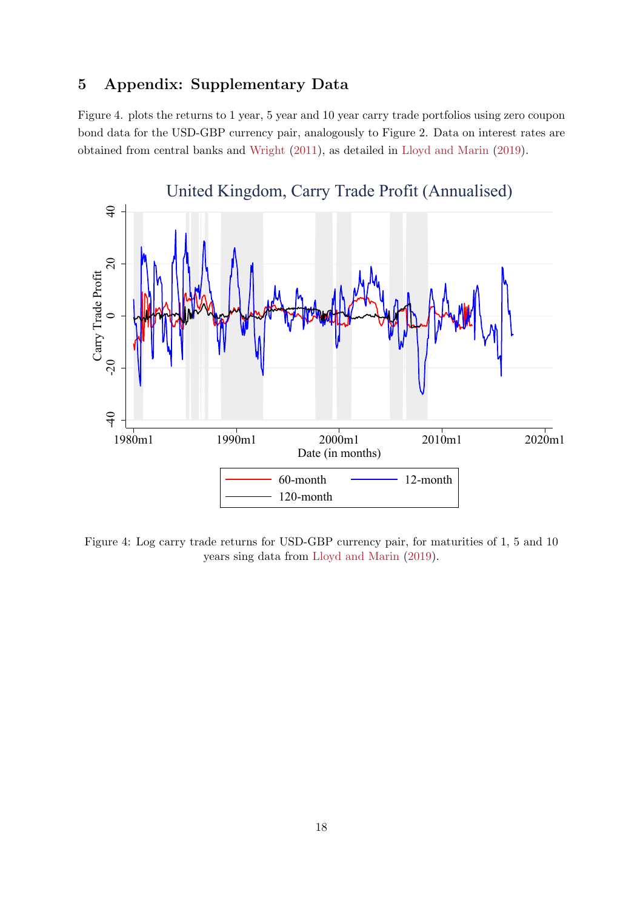## 5 Appendix: Supplementary Data

Figure 4. plots the returns to 1 year, 5 year and 10 year carry trade portfolios using zero coupon bond data for the USD-GBP currency pair, analogously to Figure 2. Data on interest rates are obtained from central banks and Wright (2011), as detailed in Lloyd and Marin (2019).

United Kingdom, Carry Trade Profit (Annualised)

Carry Trade Profit

40
20
0
-20
-40

1980m1
1990m1
2000m1
2010m1
2020m1

Date (in months)

60-month
12-month
120-month

Figure 4: Log carry trade returns for USD-GBP currency pair, for maturities of 1, 5 and 10 years sing data from Lloyd and Marin (2019).